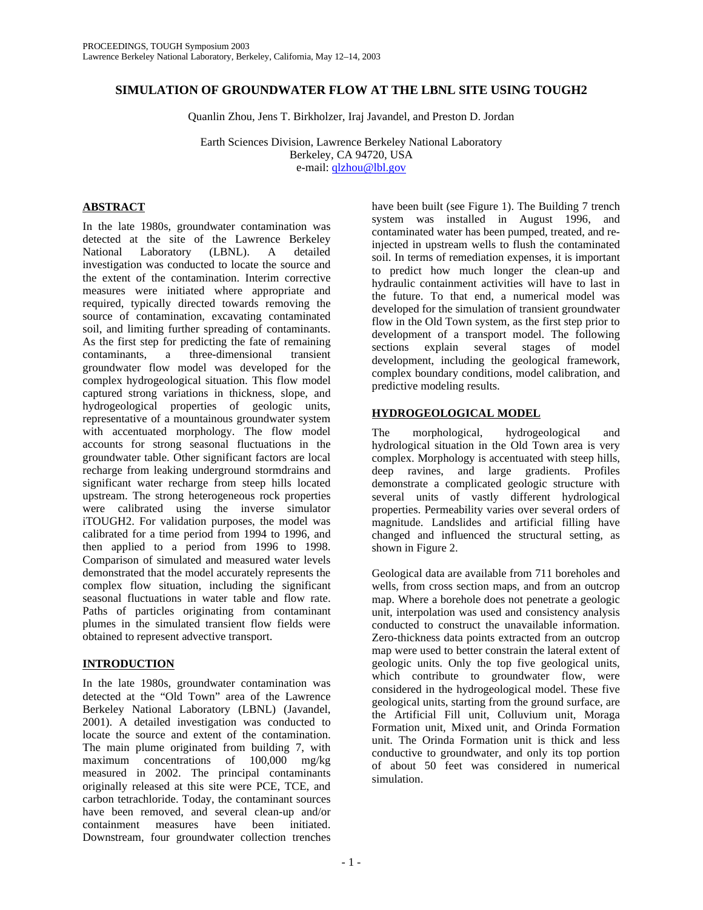# SIMULATION OF GROUNDWATER FLOW AT THE LBNL SITE USING TOUGH2

Quanlin Zhou, Jens T. Birkholzer, Iraj Javandel, and Preston D. Jordan

Earth Sciences Division, Lawrence Berkeley National Laboratory
Berkeley, CA 94720, USA
e-mail: qlzhou@lbl.gov

## ABSTRACT

In the late 1980s, groundwater contamination was detected at the site of the Lawrence Berkeley National Laboratory (LBNL). A detailed investigation was conducted to locate the source and the extent of the contamination. Interim corrective measures were initiated where appropriate and required, typically directed towards removing the source of contamination, excavating contaminated soil, and limiting further spreading of contaminants. As the first step for predicting the fate of remaining contaminants, a three-dimensional transient groundwater flow model was developed for the complex hydrogeological situation. This flow model captured strong variations in thickness, slope, and hydrogeological properties of geologic units, representative of a mountainous groundwater system with accentuated morphology. The flow model accounts for strong seasonal fluctuations in the groundwater table. Other significant factors are local recharge from leaking underground stormdrains and significant water recharge from steep hills located upstream. The strong heterogeneous rock properties were calibrated using the inverse simulator iTOUGH2. For validation purposes, the model was calibrated for a time period from 1994 to 1996, and then applied to a period from 1996 to 1998. Comparison of simulated and measured water levels demonstrated that the model accurately represents the complex flow situation, including the significant seasonal fluctuations in water table and flow rate. Paths of particles originating from contaminant plumes in the simulated transient flow fields were obtained to represent advective transport.

## INTRODUCTION

In the late 1980s, groundwater contamination was detected at the "Old Town" area of the Lawrence Berkeley National Laboratory (LBNL) (Javandel, 2001). A detailed investigation was conducted to locate the source and extent of the contamination. The main plume originated from building 7, with maximum concentrations of 100,000 mg/kg measured in 2002. The principal contaminants originally released at this site were PCE, TCE, and carbon tetrachloride. Today, the contaminant sources have been removed, and several clean-up and/or containment measures have been initiated. Downstream, four groundwater collection trenches have been built (see Figure 1). The Building 7 trench system was installed in August 1996, and contaminated water has been pumped, treated, and re-injected in upstream wells to flush the contaminated soil. In terms of remediation expenses, it is important to predict how much longer the clean-up and hydraulic containment activities will have to last in the future. To that end, a numerical model was developed for the simulation of transient groundwater flow in the Old Town system, as the first step prior to development of a transport model. The following sections explain several stages of model development, including the geological framework, complex boundary conditions, model calibration, and predictive modeling results.

## HYDROGEOLOGICAL MODEL

The morphological, hydrogeological and hydrological situation in the Old Town area is very complex. Morphology is accentuated with steep hills, deep ravines, and large gradients. Profiles demonstrate a complicated geologic structure with several units of vastly different hydrological properties. Permeability varies over several orders of magnitude. Landslides and artificial filling have changed and influenced the structural setting, as shown in Figure 2.

Geological data are available from 711 boreholes and wells, from cross section maps, and from an outcrop map. Where a borehole does not penetrate a geologic unit, interpolation was used and consistency analysis conducted to construct the unavailable information. Zero-thickness data points extracted from an outcrop map were used to better constrain the lateral extent of geologic units. Only the top five geological units, which contribute to groundwater flow, were considered in the hydrogeological model. These five geological units, starting from the ground surface, are the Artificial Fill unit, Colluvium unit, Moraga Formation unit, Mixed unit, and Orinda Formation unit. The Orinda Formation unit is thick and less conductive to groundwater, and only its top portion of about 50 feet was considered in numerical simulation.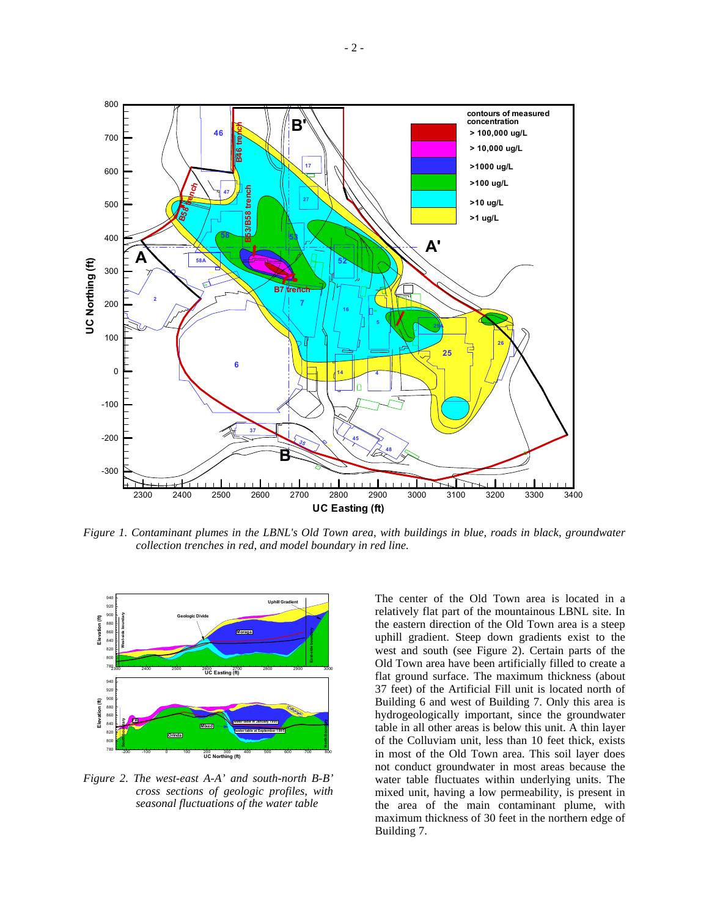*Figure 1. Contaminant plumes in the LBNL's Old Town area, with buildings in blue, roads in black, groundwater collection trenches in red, and model boundary in red line.*

*Figure 2. The west-east A-A' and south-north B-B' cross sections of geologic profiles, with seasonal fluctuations of the water table*

The center of the Old Town area is located in a relatively flat part of the mountainous LBNL site. In the eastern direction of the Old Town area is a steep uphill gradient. Steep down gradients exist to the west and south (see Figure 2). Certain parts of the Old Town area have been artificially filled to create a flat ground surface. The maximum thickness (about 37 feet) of the Artificial Fill unit is located north of Building 6 and west of Building 7. Only this area is hydrogeologically important, since the groundwater table in all other areas is below this unit. A thin layer of the Colluviam unit, less than 10 feet thick, exists in most of the Old Town area. This soil layer does not conduct groundwater in most areas because the water table fluctuates within underlying units. The mixed unit, having a low permeability, is present in the area of the main contaminant plume, with maximum thickness of 30 feet in the northern edge of Building 7.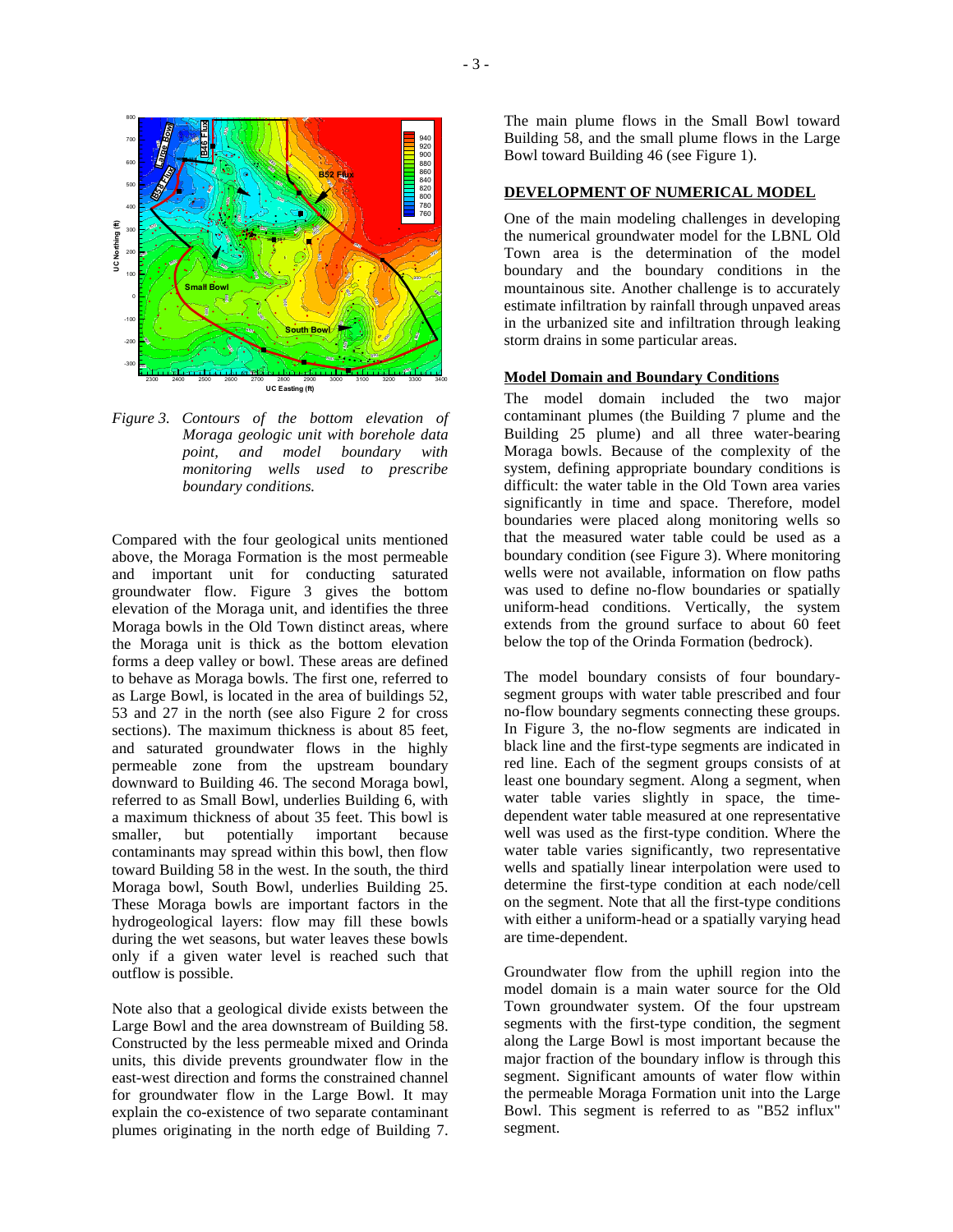Figure 3. Contours of the bottom elevation of Moraga geologic unit with borehole data point, and model boundary with monitoring wells used to prescribe boundary conditions.

Compared with the four geological units mentioned above, the Moraga Formation is the most permeable and important unit for conducting saturated groundwater flow. Figure 3 gives the bottom elevation of the Moraga unit, and identifies the three Moraga bowls in the Old Town distinct areas, where the Moraga unit is thick as the bottom elevation forms a deep valley or bowl. These areas are defined to behave as Moraga bowls. The first one, referred to as Large Bowl, is located in the area of buildings 52, 53 and 27 in the north (see also Figure 2 for cross sections). The maximum thickness is about 85 feet, and saturated groundwater flows in the highly permeable zone from the upstream boundary downward to Building 46. The second Moraga bowl, referred to as Small Bowl, underlies Building 6, with a maximum thickness of about 35 feet. This bowl is smaller, but potentially important because contaminants may spread within this bowl, then flow toward Building 58 in the west. In the south, the third Moraga bowl, South Bowl, underlies Building 25. These Moraga bowls are important factors in the hydrogeological layers: flow may fill these bowls during the wet seasons, but water leaves these bowls only if a given water level is reached such that outflow is possible.

Note also that a geological divide exists between the Large Bowl and the area downstream of Building 58. Constructed by the less permeable mixed and Orinda units, this divide prevents groundwater flow in the east-west direction and forms the constrained channel for groundwater flow in the Large Bowl. It may explain the co-existence of two separate contaminant plumes originating in the north edge of Building 7. The main plume flows in the Small Bowl toward Building 58, and the small plume flows in the Large Bowl toward Building 46 (see Figure 1).

## DEVELOPMENT OF NUMERICAL MODEL

One of the main modeling challenges in developing the numerical groundwater model for the LBNL Old Town area is the determination of the model boundary and the boundary conditions in the mountainous site. Another challenge is to accurately estimate infiltration by rainfall through unpaved areas in the urbanized site and infiltration through leaking storm drains in some particular areas.

### Model Domain and Boundary Conditions

The model domain included the two major contaminant plumes (the Building 7 plume and the Building 25 plume) and all three water-bearing Moraga bowls. Because of the complexity of the system, defining appropriate boundary conditions is difficult: the water table in the Old Town area varies significantly in time and space. Therefore, model boundaries were placed along monitoring wells so that the measured water table could be used as a boundary condition (see Figure 3). Where monitoring wells were not available, information on flow paths was used to define no-flow boundaries or spatially uniform-head conditions. Vertically, the system extends from the ground surface to about 60 feet below the top of the Orinda Formation (bedrock).

The model boundary consists of four boundary-segment groups with water table prescribed and four no-flow boundary segments connecting these groups. In Figure 3, the no-flow segments are indicated in black line and the first-type segments are indicated in red line. Each of the segment groups consists of at least one boundary segment. Along a segment, when water table varies slightly in space, the time-dependent water table measured at one representative well was used as the first-type condition. Where the water table varies significantly, two representative wells and spatially linear interpolation were used to determine the first-type condition at each node/cell on the segment. Note that all the first-type conditions with either a uniform-head or a spatially varying head are time-dependent.

Groundwater flow from the uphill region into the model domain is a main water source for the Old Town groundwater system. Of the four upstream segments with the first-type condition, the segment along the Large Bowl is most important because the major fraction of the boundary inflow is through this segment. Significant amounts of water flow within the permeable Moraga Formation unit into the Large Bowl. This segment is referred to as "B52 influx" segment.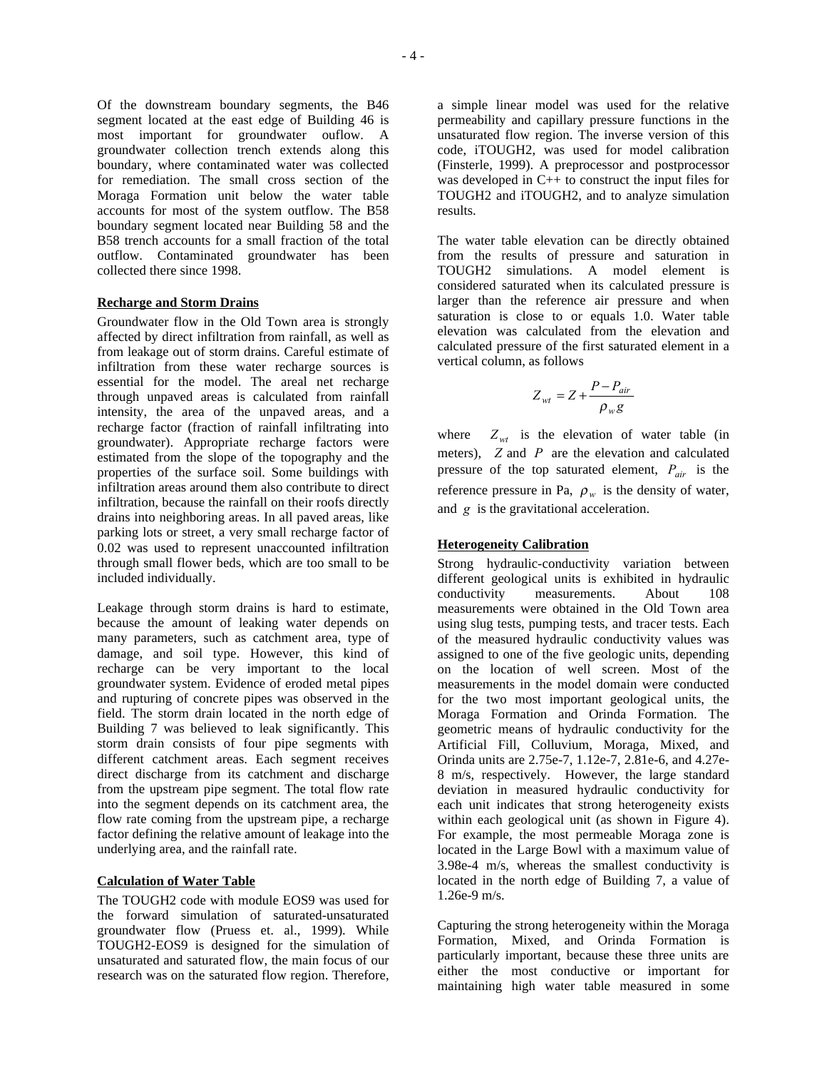Of the downstream boundary segments, the B46 segment located at the east edge of Building 46 is most important for groundwater ouflow. A groundwater collection trench extends along this boundary, where contaminated water was collected for remediation. The small cross section of the Moraga Formation unit below the water table accounts for most of the system outflow. The B58 boundary segment located near Building 58 and the B58 trench accounts for a small fraction of the total outflow. Contaminated groundwater has been collected there since 1998.

**Recharge and Storm Drains**

Groundwater flow in the Old Town area is strongly affected by direct infiltration from rainfall, as well as from leakage out of storm drains. Careful estimate of infiltration from these water recharge sources is essential for the model. The areal net recharge through unpaved areas is calculated from rainfall intensity, the area of the unpaved areas, and a recharge factor (fraction of rainfall infiltrating into groundwater). Appropriate recharge factors were estimated from the slope of the topography and the properties of the surface soil. Some buildings with infiltration areas around them also contribute to direct infiltration, because the rainfall on their roofs directly drains into neighboring areas. In all paved areas, like parking lots or street, a very small recharge factor of 0.02 was used to represent unaccounted infiltration through small flower beds, which are too small to be included individually.

Leakage through storm drains is hard to estimate, because the amount of leaking water depends on many parameters, such as catchment area, type of damage, and soil type. However, this kind of recharge can be very important to the local groundwater system. Evidence of eroded metal pipes and rupturing of concrete pipes was observed in the field. The storm drain located in the north edge of Building 7 was believed to leak significantly. This storm drain consists of four pipe segments with different catchment areas. Each segment receives direct discharge from its catchment and discharge from the upstream pipe segment. The total flow rate into the segment depends on its catchment area, the flow rate coming from the upstream pipe, a recharge factor defining the relative amount of leakage into the underlying area, and the rainfall rate.

**Calculation of Water Table**

The TOUGH2 code with module EOS9 was used for the forward simulation of saturated-unsaturated groundwater flow (Pruess et. al., 1999). While TOUGH2-EOS9 is designed for the simulation of unsaturated and saturated flow, the main focus of our research was on the saturated flow region. Therefore, a simple linear model was used for the relative permeability and capillary pressure functions in the unsaturated flow region. The inverse version of this code, iTOUGH2, was used for model calibration (Finsterle, 1999). A preprocessor and postprocessor was developed in C++ to construct the input files for TOUGH2 and iTOUGH2, and to analyze simulation results.

The water table elevation can be directly obtained from the results of pressure and saturation in TOUGH2 simulations. A model element is considered saturated when its calculated pressure is larger than the reference air pressure and when saturation is close to or equals 1.0. Water table elevation was calculated from the elevation and calculated pressure of the first saturated element in a vertical column, as follows

$$Z_{wt} = Z + \frac{P - P_{air}}{\rho_w g}$$

where $Z_{wt}$ is the elevation of water table (in meters), $Z$ and $P$ are the elevation and calculated pressure of the top saturated element, $P_{air}$ is the reference pressure in Pa, $\rho_w$ is the density of water, and $g$ is the gravitational acceleration.

**Heterogeneity Calibration**

Strong hydraulic-conductivity variation between different geological units is exhibited in hydraulic conductivity measurements. About 108 measurements were obtained in the Old Town area using slug tests, pumping tests, and tracer tests. Each of the measured hydraulic conductivity values was assigned to one of the five geologic units, depending on the location of well screen. Most of the measurements in the model domain were conducted for the two most important geological units, the Moraga Formation and Orinda Formation. The geometric means of hydraulic conductivity for the Artificial Fill, Colluvium, Moraga, Mixed, and Orinda units are 2.75e-7, 1.12e-7, 2.81e-6, and 4.27e-8 m/s, respectively. However, the large standard deviation in measured hydraulic conductivity for each unit indicates that strong heterogeneity exists within each geological unit (as shown in Figure 4). For example, the most permeable Moraga zone is located in the Large Bowl with a maximum value of 3.98e-4 m/s, whereas the smallest conductivity is located in the north edge of Building 7, a value of 1.26e-9 m/s.

Capturing the strong heterogeneity within the Moraga Formation, Mixed, and Orinda Formation is particularly important, because these three units are either the most conductive or important for maintaining high water table measured in some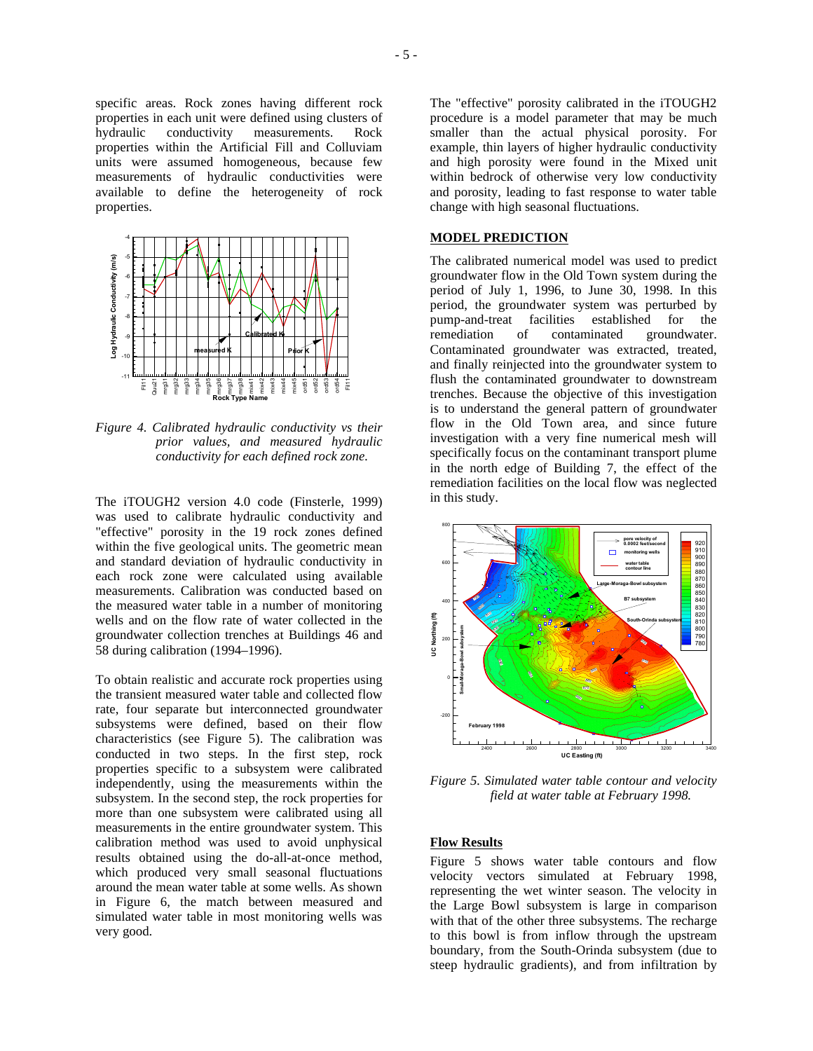specific areas. Rock zones having different rock properties in each unit were defined using clusters of hydraulic conductivity measurements. Rock properties within the Artificial Fill and Colluviam units were assumed homogeneous, because few measurements of hydraulic conductivities were available to define the heterogeneity of rock properties.

*Figure 4. Calibrated hydraulic conductivity vs their prior values, and measured hydraulic conductivity for each defined rock zone.*

The iTOUGH2 version 4.0 code (Finsterle, 1999) was used to calibrate hydraulic conductivity and "effective" porosity in the 19 rock zones defined within the five geological units. The geometric mean and standard deviation of hydraulic conductivity in each rock zone were calculated using available measurements. Calibration was conducted based on the measured water table in a number of monitoring wells and on the flow rate of water collected in the groundwater collection trenches at Buildings 46 and 58 during calibration (1994–1996).

To obtain realistic and accurate rock properties using the transient measured water table and collected flow rate, four separate but interconnected groundwater subsystems were defined, based on their flow characteristics (see Figure 5). The calibration was conducted in two steps. In the first step, rock properties specific to a subsystem were calibrated independently, using the measurements within the subsystem. In the second step, the rock properties for more than one subsystem were calibrated using all measurements in the entire groundwater system. This calibration method was used to avoid unphysical results obtained using the do-all-at-once method, which produced very small seasonal fluctuations around the mean water table at some wells. As shown in Figure 6, the match between measured and simulated water table in most monitoring wells was very good.

The "effective" porosity calibrated in the iTOUGH2 procedure is a model parameter that may be much smaller than the actual physical porosity. For example, thin layers of higher hydraulic conductivity and high porosity were found in the Mixed unit within bedrock of otherwise very low conductivity and porosity, leading to fast response to water table change with high seasonal fluctuations.

## MODEL PREDICTION

The calibrated numerical model was used to predict groundwater flow in the Old Town system during the period of July 1, 1996, to June 30, 1998. In this period, the groundwater system was perturbed by pump-and-treat facilities established for the remediation of contaminated groundwater. Contaminated groundwater was extracted, treated, and finally reinjected into the groundwater system to flush the contaminated groundwater to downstream trenches. Because the objective of this investigation is to understand the general pattern of groundwater flow in the Old Town area, and since future investigation with a very fine numerical mesh will specifically focus on the contaminant transport plume in the north edge of Building 7, the effect of the remediation facilities on the local flow was neglected in this study.

*Figure 5. Simulated water table contour and velocity field at water table at February 1998.*

### Flow Results

Figure 5 shows water table contours and flow velocity vectors simulated at February 1998, representing the wet winter season. The velocity in the Large Bowl subsystem is large in comparison with that of the other three subsystems. The recharge to this bowl is from inflow through the upstream boundary, from the South-Orinda subsystem (due to steep hydraulic gradients), and from infiltration by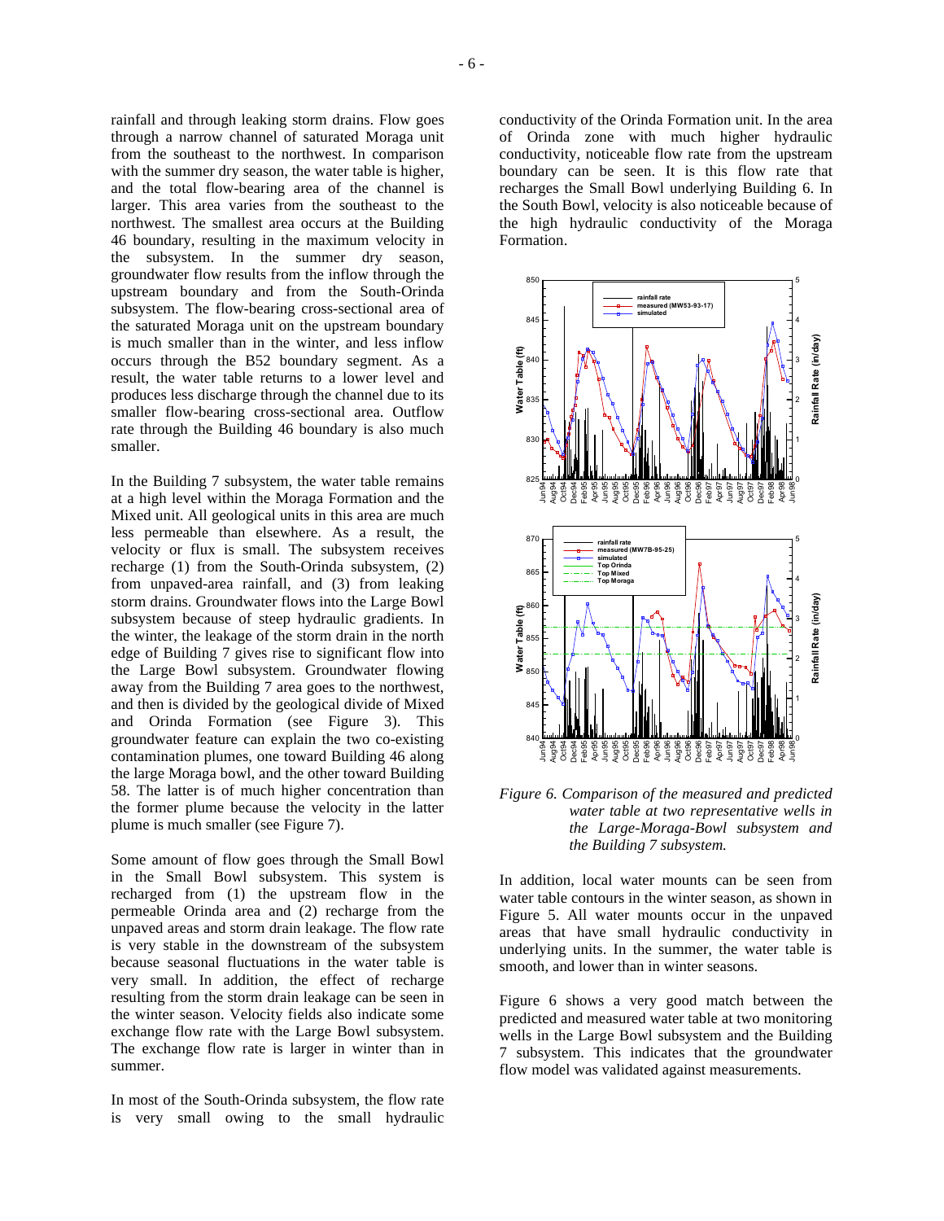rainfall and through leaking storm drains. Flow goes through a narrow channel of saturated Moraga unit from the southeast to the northwest. In comparison with the summer dry season, the water table is higher, and the total flow-bearing area of the channel is larger. This area varies from the southeast to the northwest. The smallest area occurs at the Building 46 boundary, resulting in the maximum velocity in the subsystem. In the summer dry season, groundwater flow results from the inflow through the upstream boundary and from the South-Orinda subsystem. The flow-bearing cross-sectional area of the saturated Moraga unit on the upstream boundary is much smaller than in the winter, and less inflow occurs through the B52 boundary segment. As a result, the water table returns to a lower level and produces less discharge through the channel due to its smaller flow-bearing cross-sectional area. Outflow rate through the Building 46 boundary is also much smaller.

In the Building 7 subsystem, the water table remains at a high level within the Moraga Formation and the Mixed unit. All geological units in this area are much less permeable than elsewhere. As a result, the velocity or flux is small. The subsystem receives recharge (1) from the South-Orinda subsystem, (2) from unpaved-area rainfall, and (3) from leaking storm drains. Groundwater flows into the Large Bowl subsystem because of steep hydraulic gradients. In the winter, the leakage of the storm drain in the north edge of Building 7 gives rise to significant flow into the Large Bowl subsystem. Groundwater flowing away from the Building 7 area goes to the northwest, and then is divided by the geological divide of Mixed and Orinda Formation (see Figure 3). This groundwater feature can explain the two co-existing contamination plumes, one toward Building 46 along the large Moraga bowl, and the other toward Building 58. The latter is of much higher concentration than the former plume because the velocity in the latter plume is much smaller (see Figure 7).

Some amount of flow goes through the Small Bowl in the Small Bowl subsystem. This system is recharged from (1) the upstream flow in the permeable Orinda area and (2) recharge from the unpaved areas and storm drain leakage. The flow rate is very stable in the downstream of the subsystem because seasonal fluctuations in the water table is very small. In addition, the effect of recharge resulting from the storm drain leakage can be seen in the winter season. Velocity fields also indicate some exchange flow rate with the Large Bowl subsystem. The exchange flow rate is larger in winter than in summer.

In most of the South-Orinda subsystem, the flow rate is very small owing to the small hydraulic conductivity of the Orinda Formation unit. In the area of Orinda zone with much higher hydraulic conductivity, noticeable flow rate from the upstream boundary can be seen. It is this flow rate that recharges the Small Bowl underlying Building 6. In the South Bowl, velocity is also noticeable because of the high hydraulic conductivity of the Moraga Formation.

*Figure 6. Comparison of the measured and predicted water table at two representative wells in the Large-Moraga-Bowl subsystem and the Building 7 subsystem.*

In addition, local water mounts can be seen from water table contours in the winter season, as shown in Figure 5. All water mounts occur in the unpaved areas that have small hydraulic conductivity in underlying units. In the summer, the water table is smooth, and lower than in winter seasons.

Figure 6 shows a very good match between the predicted and measured water table at two monitoring wells in the Large Bowl subsystem and the Building 7 subsystem. This indicates that the groundwater flow model was validated against measurements.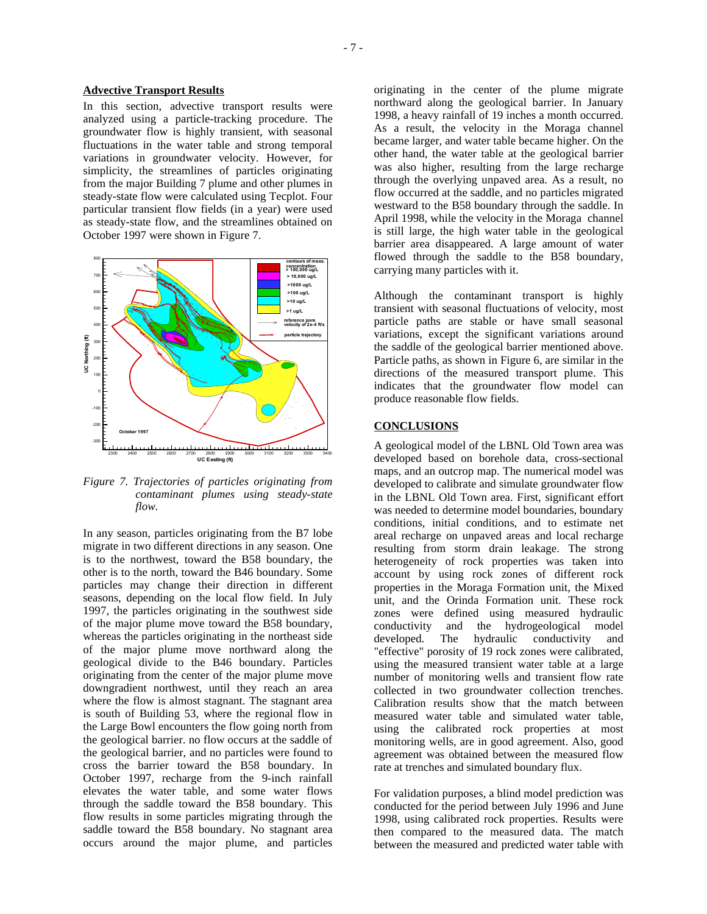### Advective Transport Results

In this section, advective transport results were analyzed using a particle-tracking procedure. The groundwater flow is highly transient, with seasonal fluctuations in the water table and strong temporal variations in groundwater velocity. However, for simplicity, the streamlines of particles originating from the major Building 7 plume and other plumes in steady-state flow were calculated using Tecplot. Four particular transient flow fields (in a year) were used as steady-state flow, and the streamlines obtained on October 1997 were shown in Figure 7.

*Figure 7. Trajectories of particles originating from contaminant plumes using steady-state flow.*

In any season, particles originating from the B7 lobe migrate in two different directions in any season. One is to the northwest, toward the B58 boundary, the other is to the north, toward the B46 boundary. Some particles may change their direction in different seasons, depending on the local flow field. In July 1997, the particles originating in the southwest side of the major plume move toward the B58 boundary, whereas the particles originating in the northeast side of the major plume move northward along the geological divide to the B46 boundary. Particles originating from the center of the major plume move downgradient northwest, until they reach an area where the flow is almost stagnant. The stagnant area is south of Building 53, where the regional flow in the Large Bowl encounters the flow going north from the geological barrier. no flow occurs at the saddle of the geological barrier, and no particles were found to cross the barrier toward the B58 boundary. In October 1997, recharge from the 9-inch rainfall elevates the water table, and some water flows through the saddle toward the B58 boundary. This flow results in some particles migrating through the saddle toward the B58 boundary. No stagnant area occurs around the major plume, and particles originating in the center of the plume migrate northward along the geological barrier. In January 1998, a heavy rainfall of 19 inches a month occurred. As a result, the velocity in the Moraga channel became larger, and water table became higher. On the other hand, the water table at the geological barrier was also higher, resulting from the large recharge through the overlying unpaved area. As a result, no flow occurred at the saddle, and no particles migrated westward to the B58 boundary through the saddle. In April 1998, while the velocity in the Moraga channel is still large, the high water table in the geological barrier area disappeared. A large amount of water flowed through the saddle to the B58 boundary, carrying many particles with it.

Although the contaminant transport is highly transient with seasonal fluctuations of velocity, most particle paths are stable or have small seasonal variations, except the significant variations around the saddle of the geological barrier mentioned above. Particle paths, as shown in Figure 6, are similar in the directions of the measured transport plume. This indicates that the groundwater flow model can produce reasonable flow fields.

## CONCLUSIONS

A geological model of the LBNL Old Town area was developed based on borehole data, cross-sectional maps, and an outcrop map. The numerical model was developed to calibrate and simulate groundwater flow in the LBNL Old Town area. First, significant effort was needed to determine model boundaries, boundary conditions, initial conditions, and to estimate net areal recharge on unpaved areas and local recharge resulting from storm drain leakage. The strong heterogeneity of rock properties was taken into account by using rock zones of different rock properties in the Moraga Formation unit, the Mixed unit, and the Orinda Formation unit. These rock zones were defined using measured hydraulic conductivity and the hydrogeological model developed. The hydraulic conductivity and "effective" porosity of 19 rock zones were calibrated, using the measured transient water table at a large number of monitoring wells and transient flow rate collected in two groundwater collection trenches. Calibration results show that the match between measured water table and simulated water table, using the calibrated rock properties at most monitoring wells, are in good agreement. Also, good agreement was obtained between the measured flow rate at trenches and simulated boundary flux.

For validation purposes, a blind model prediction was conducted for the period between July 1996 and June 1998, using calibrated rock properties. Results were then compared to the measured data. The match between the measured and predicted water table with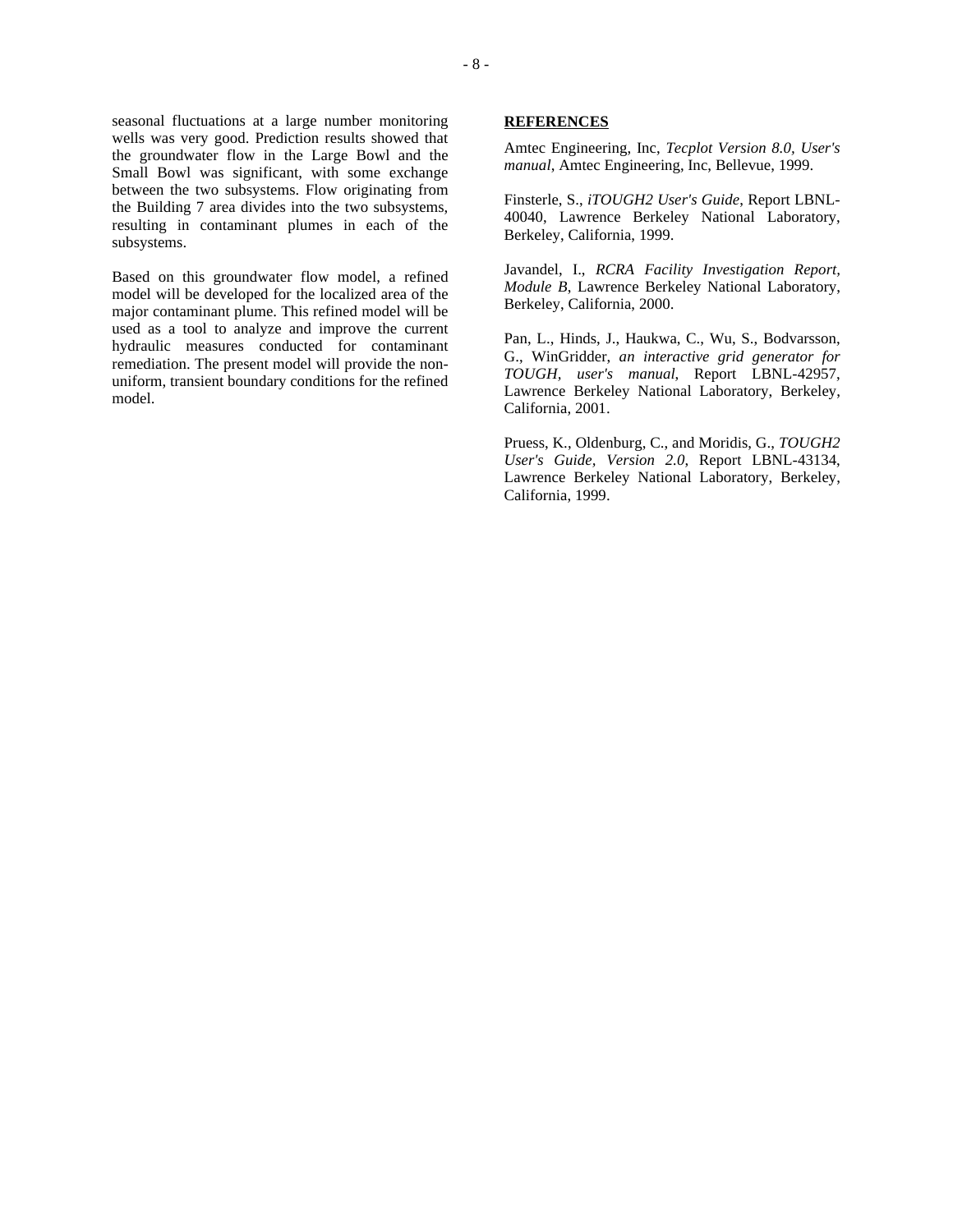seasonal fluctuations at a large number monitoring wells was very good. Prediction results showed that the groundwater flow in the Large Bowl and the Small Bowl was significant, with some exchange between the two subsystems. Flow originating from the Building 7 area divides into the two subsystems, resulting in contaminant plumes in each of the subsystems.

Based on this groundwater flow model, a refined model will be developed for the localized area of the major contaminant plume. This refined model will be used as a tool to analyze and improve the current hydraulic measures conducted for contaminant remediation. The present model will provide the non-uniform, transient boundary conditions for the refined model.

## REFERENCES

Amtec Engineering, Inc, *Tecplot Version 8.0, User's manual*, Amtec Engineering, Inc, Bellevue, 1999.

Finsterle, S., *iTOUGH2 User's Guide*, Report LBNL-40040, Lawrence Berkeley National Laboratory, Berkeley, California, 1999.

Javandel, I., *RCRA Facility Investigation Report, Module B*, Lawrence Berkeley National Laboratory, Berkeley, California, 2000.

Pan, L., Hinds, J., Haukwa, C., Wu, S., Bodvarsson, G., WinGridder, *an interactive grid generator for TOUGH, user's manual*, Report LBNL-42957, Lawrence Berkeley National Laboratory, Berkeley, California, 2001.

Pruess, K., Oldenburg, C., and Moridis, G., *TOUGH2 User's Guide, Version 2.0*, Report LBNL-43134, Lawrence Berkeley National Laboratory, Berkeley, California, 1999.